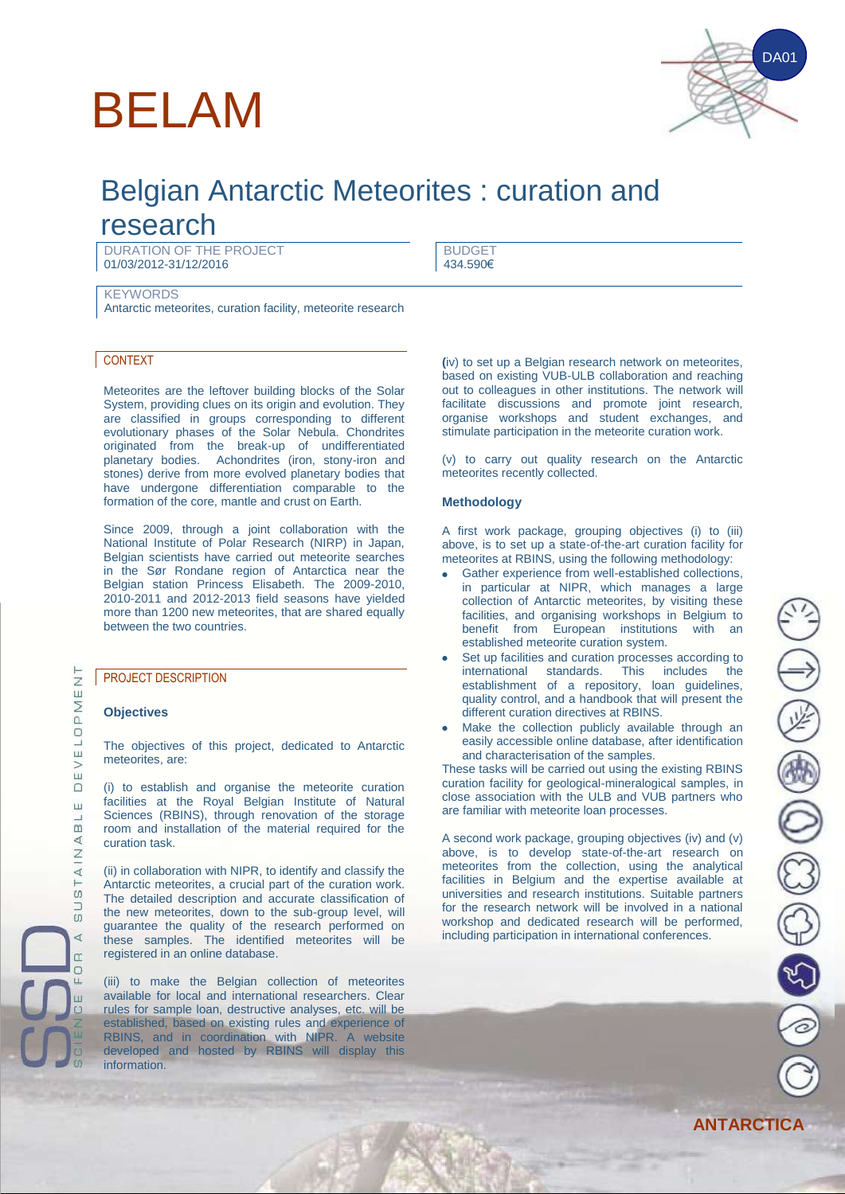# BELAM

DA01

## Belgian Antarctic Meteorites : curation and research

DURATION OF THE PROJECT
01/03/2012-31/12/2016

BUDGET
434.590€

KEYWORDS
Antarctic meteorites, curation facility, meteorite research

### CONTEXT

Meteorites are the leftover building blocks of the Solar System, providing clues on its origin and evolution. They are classified in groups corresponding to different evolutionary phases of the Solar Nebula. Chondrites originated from the break-up of undifferentiated planetary bodies. Achondrites (iron, stony-iron and stones) derive from more evolved planetary bodies that have undergone differentiation comparable to the formation of the core, mantle and crust on Earth.

Since 2009, through a joint collaboration with the National Institute of Polar Research (NIRP) in Japan, Belgian scientists have carried out meteorite searches in the Sør Rondane region of Antarctica near the Belgian station Princess Elisabeth. The 2009-2010, 2010-2011 and 2012-2013 field seasons have yielded more than 1200 new meteorites, that are shared equally between the two countries.

### PROJECT DESCRIPTION

**Objectives**

The objectives of this project, dedicated to Antarctic meteorites, are:

(i) to establish and organise the meteorite curation facilities at the Royal Belgian Institute of Natural Sciences (RBINS), through renovation of the storage room and installation of the material required for the curation task.

(ii) in collaboration with NIPR, to identify and classify the Antarctic meteorites, a crucial part of the curation work. The detailed description and accurate classification of the new meteorites, down to the sub-group level, will guarantee the quality of the research performed on these samples. The identified meteorites will be registered in an online database.

(iii) to make the Belgian collection of meteorites available for local and international researchers. Clear rules for sample loan, destructive analyses, etc. will be established, based on existing rules and experience of RBINS, and in coordination with NIPR. A website developed and hosted by RBINS will display this information.

(iv) to set up a Belgian research network on meteorites, based on existing VUB-ULB collaboration and reaching out to colleagues in other institutions. The network will facilitate discussions and promote joint research, organise workshops and student exchanges, and stimulate participation in the meteorite curation work.

(v) to carry out quality research on the Antarctic meteorites recently collected.

**Methodology**

A first work package, grouping objectives (i) to (iii) above, is to set up a state-of-the-art curation facility for meteorites at RBINS, using the following methodology:

- Gather experience from well-established collections, in particular at NIPR, which manages a large collection of Antarctic meteorites, by visiting these facilities, and organising workshops in Belgium to benefit from European institutions with an established meteorite curation system.
- Set up facilities and curation processes according to international standards. This includes the establishment of a repository, loan guidelines, quality control, and a handbook that will present the different curation directives at RBINS.
- Make the collection publicly available through an easily accessible online database, after identification and characterisation of the samples.

These tasks will be carried out using the existing RBINS curation facility for geological-mineralogical samples, in close association with the ULB and VUB partners who are familiar with meteorite loan processes.

A second work package, grouping objectives (iv) and (v) above, is to develop state-of-the-art research on meteorites from the collection, using the analytical facilities in Belgium and the expertise available at universities and research institutions. Suitable partners for the research network will be involved in a national workshop and dedicated research will be performed, including participation in international conferences.

ANTARCTICA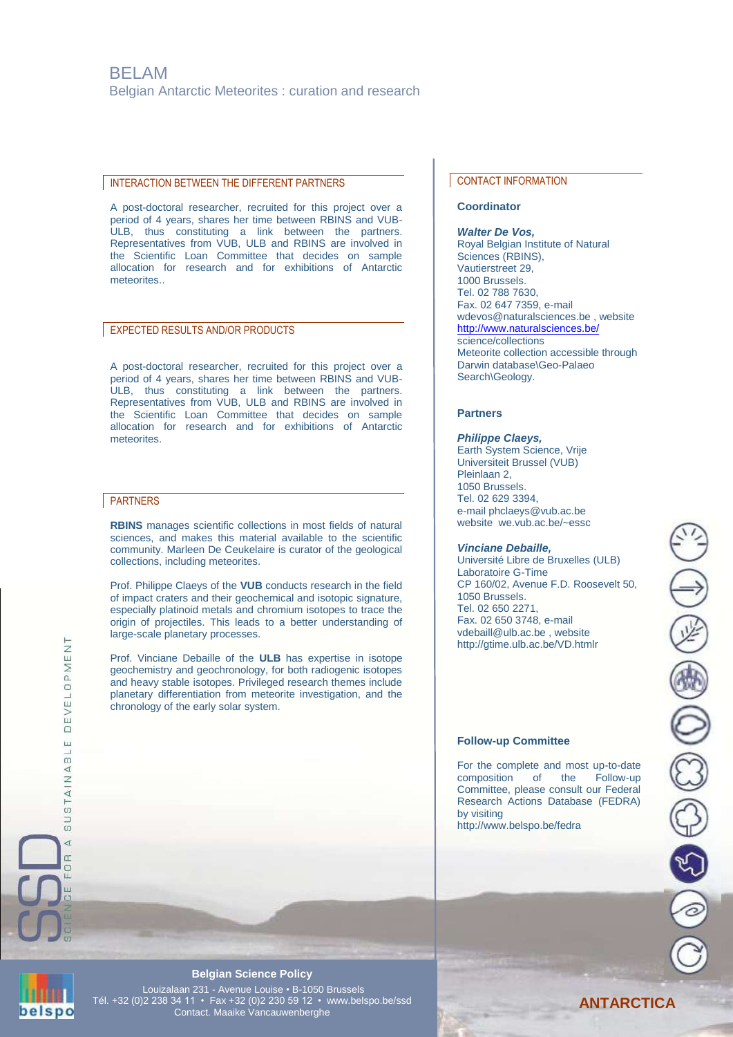# BELAM

Belgian Antarctic Meteorites : curation and research

## INTERACTION BETWEEN THE DIFFERENT PARTNERS

A post-doctoral researcher, recruited for this project over a period of 4 years, shares her time between RBINS and VUB-ULB, thus constituting a link between the partners. Representatives from VUB, ULB and RBINS are involved in the Scientific Loan Committee that decides on sample allocation for research and for exhibitions of Antarctic meteorites..

## EXPECTED RESULTS AND/OR PRODUCTS

A post-doctoral researcher, recruited for this project over a period of 4 years, shares her time between RBINS and VUB-ULB, thus constituting a link between the partners. Representatives from VUB, ULB and RBINS are involved in the Scientific Loan Committee that decides on sample allocation for research and for exhibitions of Antarctic meteorites.

## PARTNERS

**RBINS** manages scientific collections in most fields of natural sciences, and makes this material available to the scientific community. Marleen De Ceukelaire is curator of the geological collections, including meteorites.

Prof. Philippe Claeys of the **VUB** conducts research in the field of impact craters and their geochemical and isotopic signature, especially platinoid metals and chromium isotopes to trace the origin of projectiles. This leads to a better understanding of large-scale planetary processes.

Prof. Vinciane Debaille of the **ULB** has expertise in isotope geochemistry and geochronology, for both radiogenic isotopes and heavy stable isotopes. Privileged research themes include planetary differentiation from meteorite investigation, and the chronology of the early solar system.

## CONTACT INFORMATION

### Coordinator

***Walter De Vos,***
Royal Belgian Institute of Natural Sciences (RBINS),
Vautierstreet 29,
1000 Brussels.
Tel. 02 788 7630,
Fax. 02 647 7359, e-mail wdevos@naturalsciences.be , website http://www.naturalsciences.be/science/collections
Meteorite collection accessible through Darwin database\Geo-Palaeo Search\Geology.

### Partners

***Philippe Claeys,***
Earth System Science, Vrije Universiteit Brussel (VUB)
Pleinlaan 2,
1050 Brussels.
Tel. 02 629 3394,
e-mail phclaeys@vub.ac.be
website we.vub.ac.be/~essc

***Vinciane Debaille,***
Université Libre de Bruxelles (ULB)
Laboratoire G-Time
CP 160/02, Avenue F.D. Roosevelt 50,
1050 Brussels.
Tel. 02 650 2271,
Fax. 02 650 3748, e-mail vdebaill@ulb.ac.be , website http://gtime.ulb.ac.be/VD.htmlr

### Follow-up Committee

For the complete and most up-to-date composition of the Follow-up Committee, please consult our Federal Research Actions Database (FEDRA) by visiting http://www.belspo.be/fedra

SSD SCIENCE FOR A SUSTAINABLE DEVELOPMENT

**Belgian Science Policy**
Louizalaan 231 - Avenue Louise • B-1050 Brussels
Tél. +32 (0)2 238 34 11 • Fax +32 (0)2 230 59 12 • www.belspo.be/ssd
Contact. Maaike Vancauwenberghe

**ANTARCTICA**